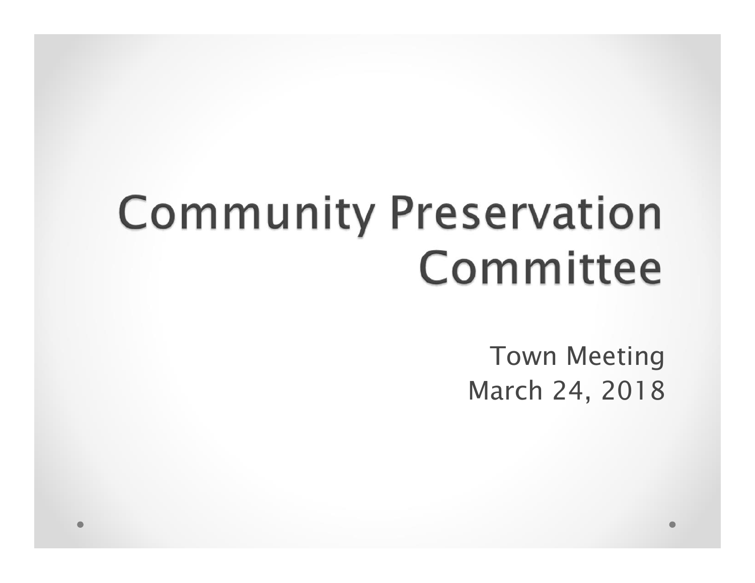# Community Preservation Committee

Town Meeting
March 24, 2018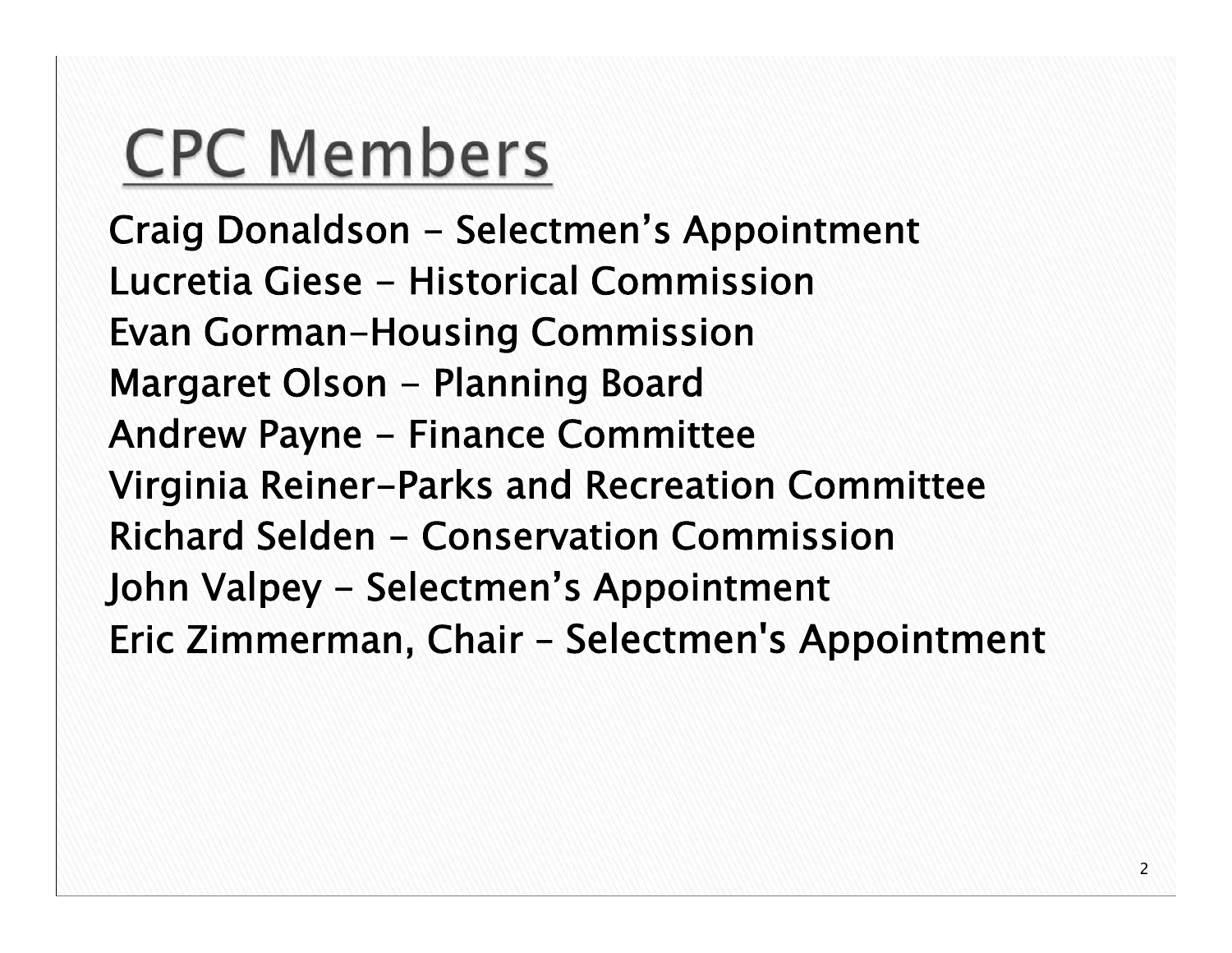# CPC Members

Craig Donaldson - Selectmen's Appointment
Lucretia Giese - Historical Commission
Evan Gorman-Housing Commission
Margaret Olson - Planning Board
Andrew Payne - Finance Committee
Virginia Reiner-Parks and Recreation Committee
Richard Selden - Conservation Commission
John Valpey - Selectmen's Appointment
Eric Zimmerman, Chair – Selectmen's Appointment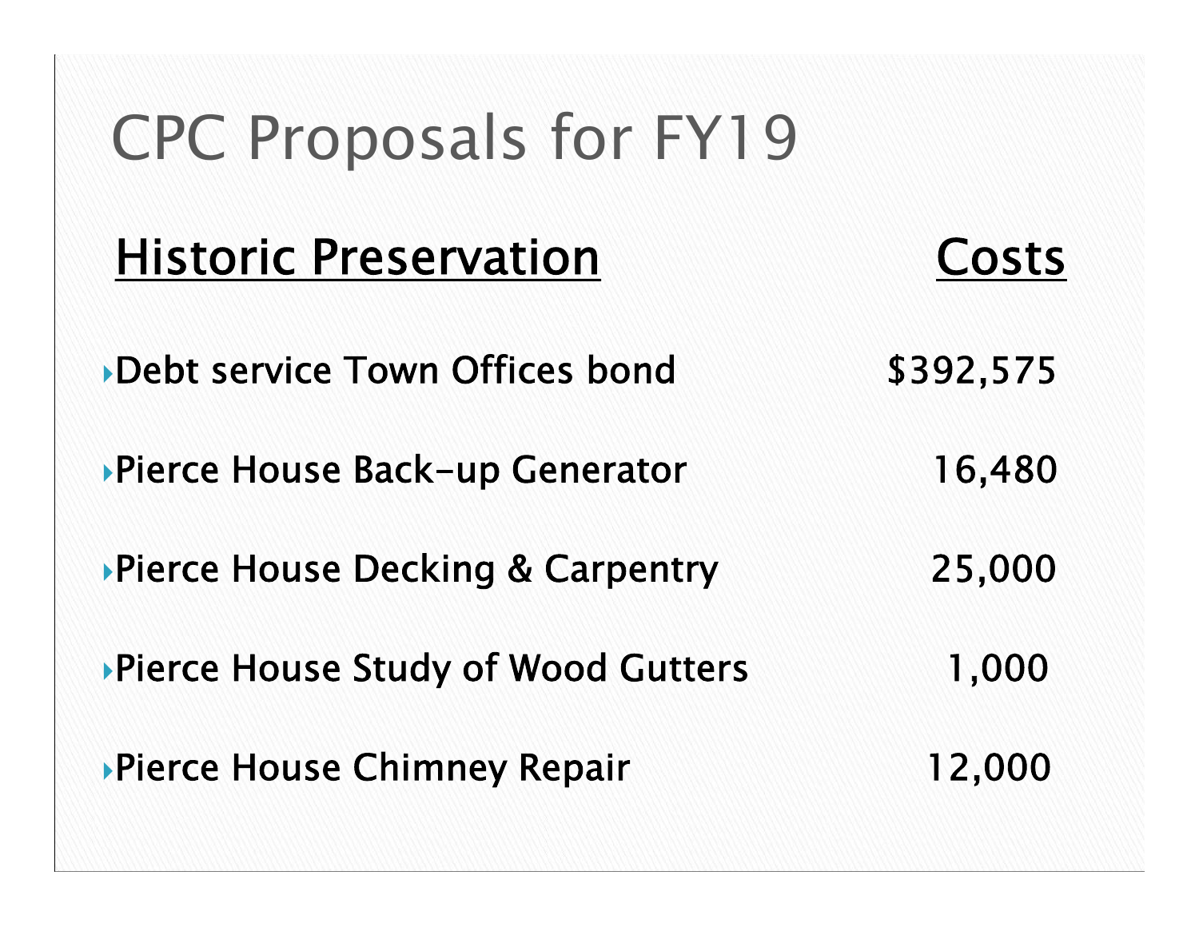# CPC Proposals for FY19

| Historic Preservation | Costs |
|---|---|
| Debt service Town Offices bond | $392,575 |
| Pierce House Back-up Generator | 16,480 |
| Pierce House Decking & Carpentry | 25,000 |
| Pierce House Study of Wood Gutters | 1,000 |
| Pierce House Chimney Repair | 12,000 |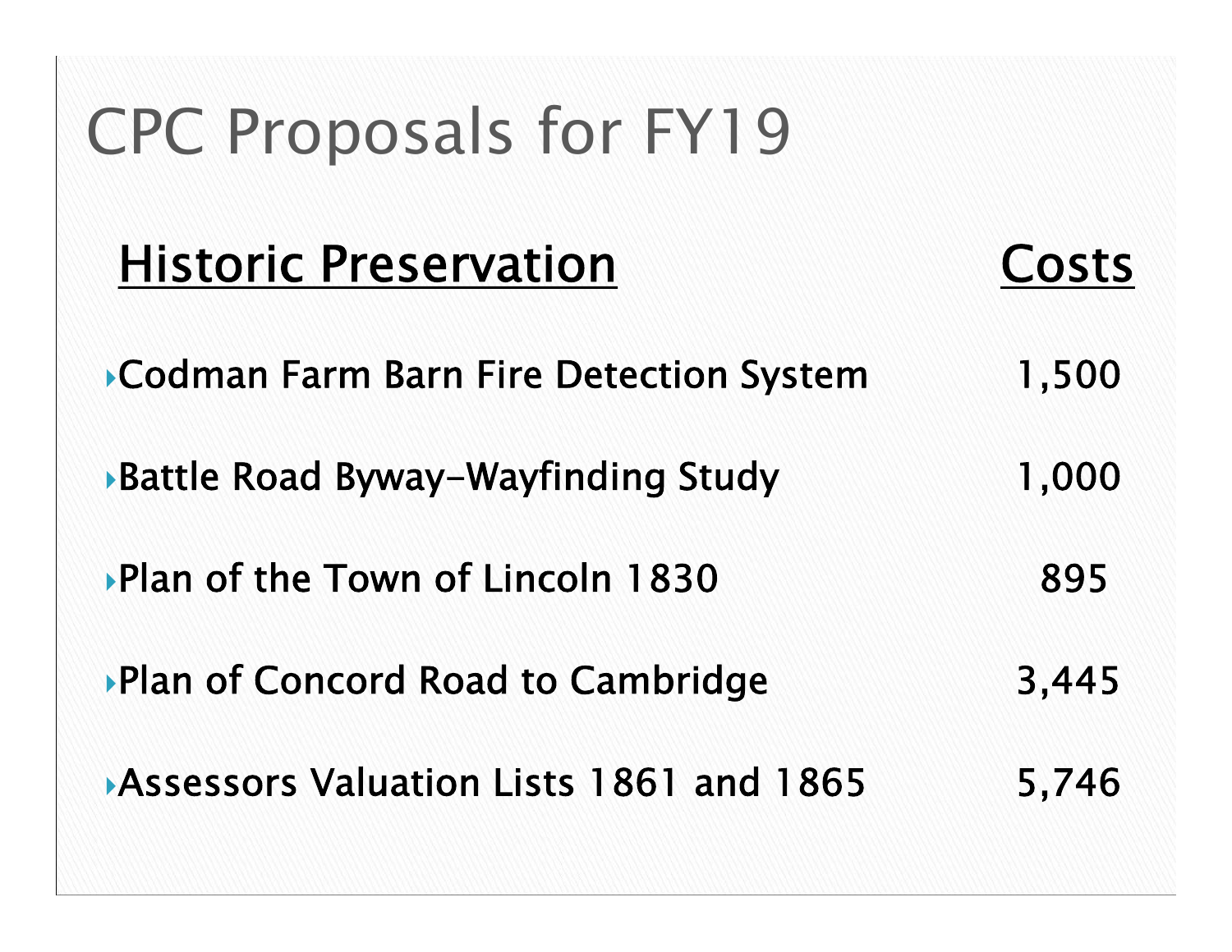# CPC Proposals for FY19

| Historic Preservation | Costs |
|---|---|
| Codman Farm Barn Fire Detection System | 1,500 |
| Battle Road Byway-Wayfinding Study | 1,000 |
| Plan of the Town of Lincoln 1830 | 895 |
| Plan of Concord Road to Cambridge | 3,445 |
| Assessors Valuation Lists 1861 and 1865 | 5,746 |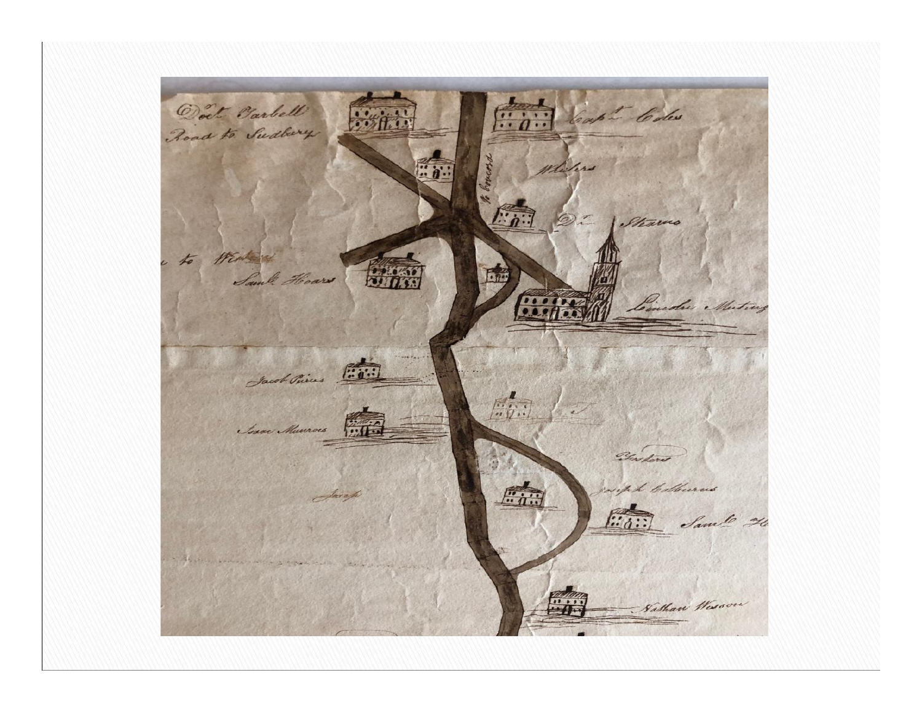Doct. Tarbell
Road to Sudbury

Capt. Coles

To Concord

Whiters

Dr. Stearns

to Weston

Saml. Hoars

Lincoln Meeting

Jacob Pierces

Isaac Munroes

Fosters

Joseph

Joseph Colburns

Saml. H

Nathan Weston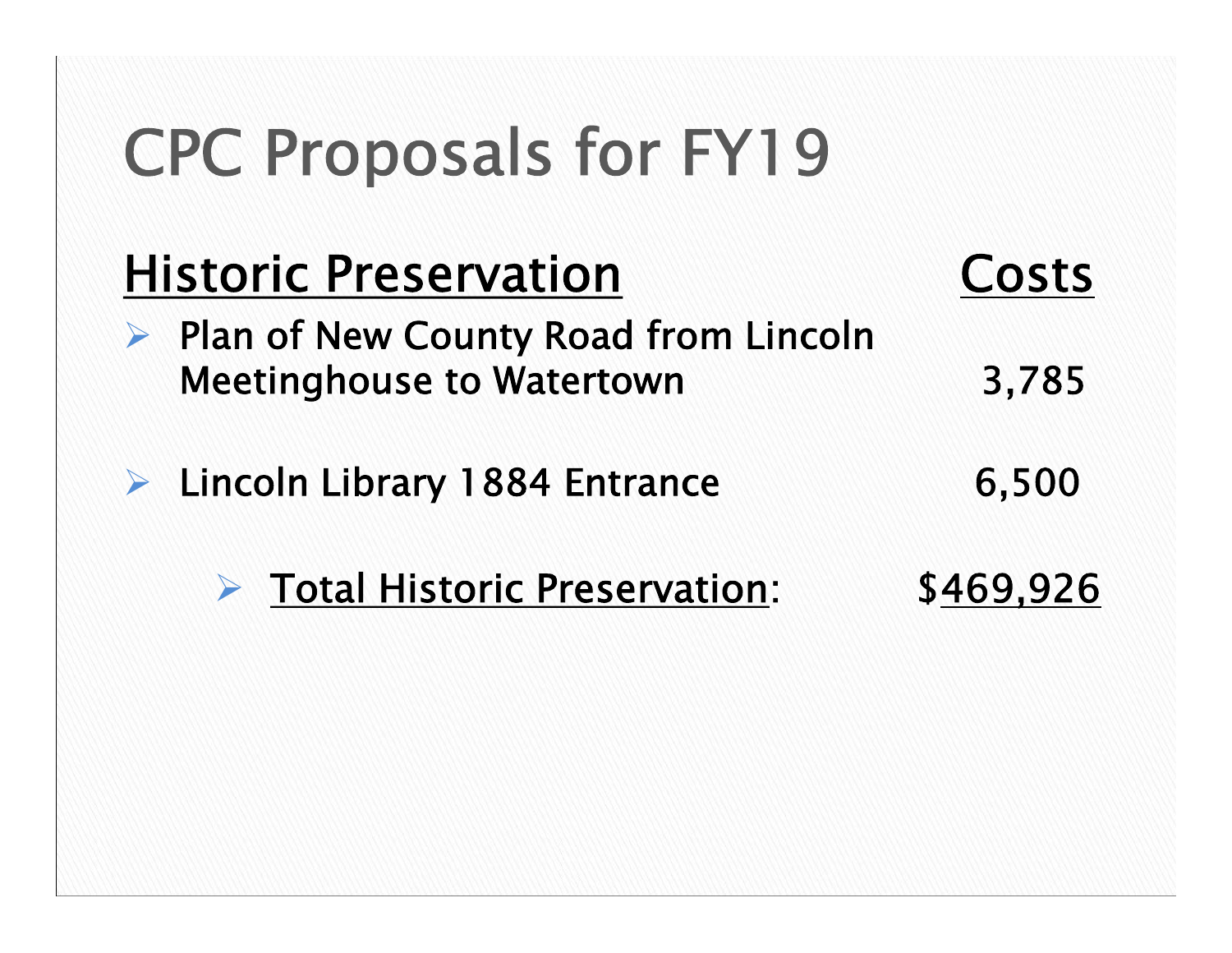# CPC Proposals for FY19

| Historic Preservation | Costs |
|---|---|
| Plan of New County Road from Lincoln Meetinghouse to Watertown | 3,785 |
| Lincoln Library 1884 Entrance | 6,500 |
| Total Historic Preservation: | $469,926 |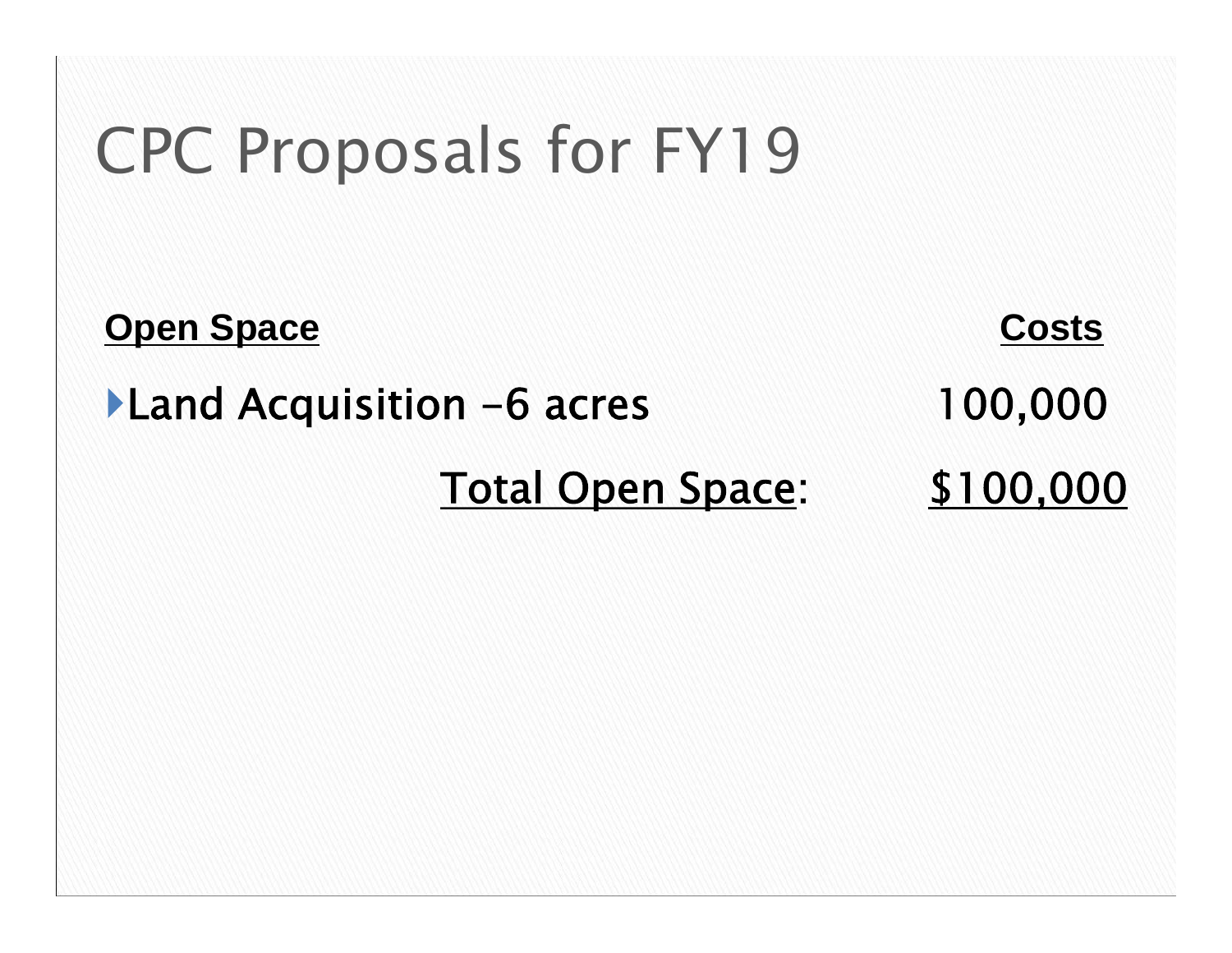# CPC Proposals for FY19

| Open Space | Costs |
| --- | --- |
| Land Acquisition -6 acres | 100,000 |
| Total Open Space: | $100,000 |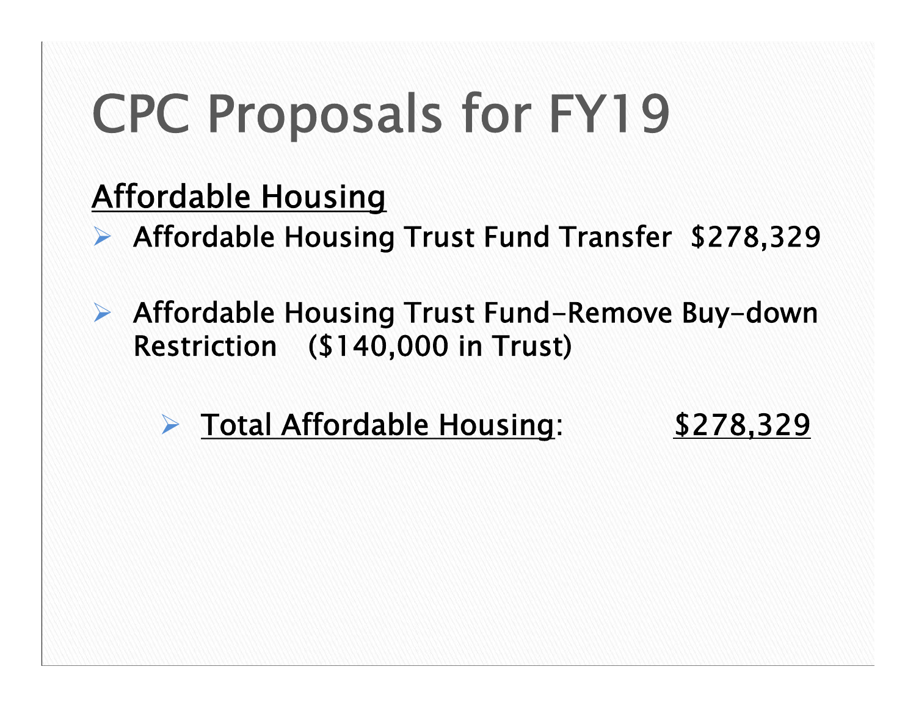# CPC Proposals for FY19

<u>Affordable Housing</u>

- Affordable Housing Trust Fund Transfer $278,329

- Affordable Housing Trust Fund-Remove Buy-down Restriction ($140,000 in Trust)

  - <u>Total Affordable Housing</u>: <u>$278,329</u>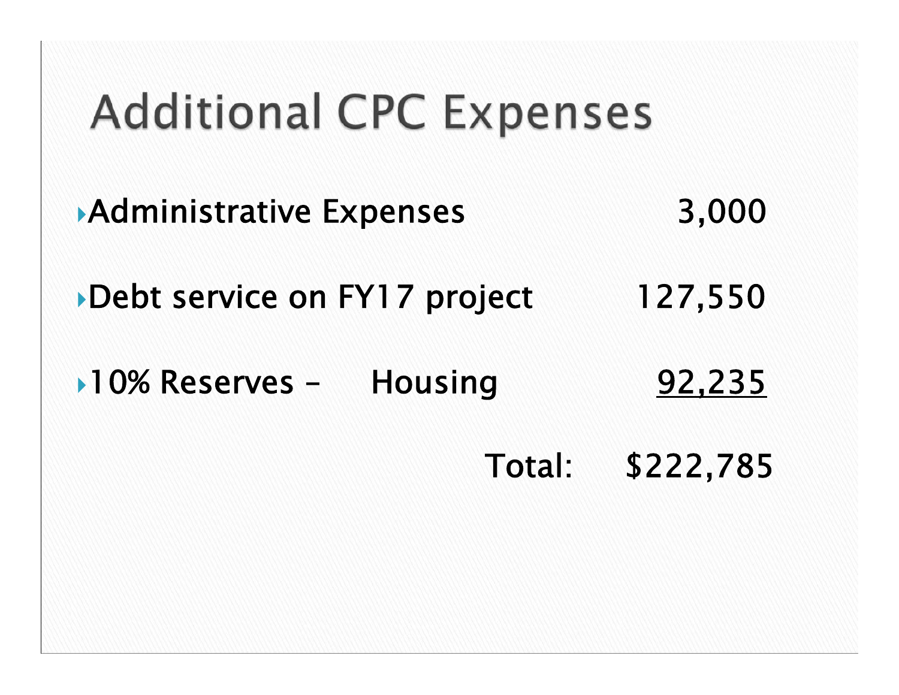# Additional CPC Expenses

- Administrative Expenses 3,000
- Debt service on FY17 project 127,550
- 10% Reserves – Housing 92,235

Total: $222,785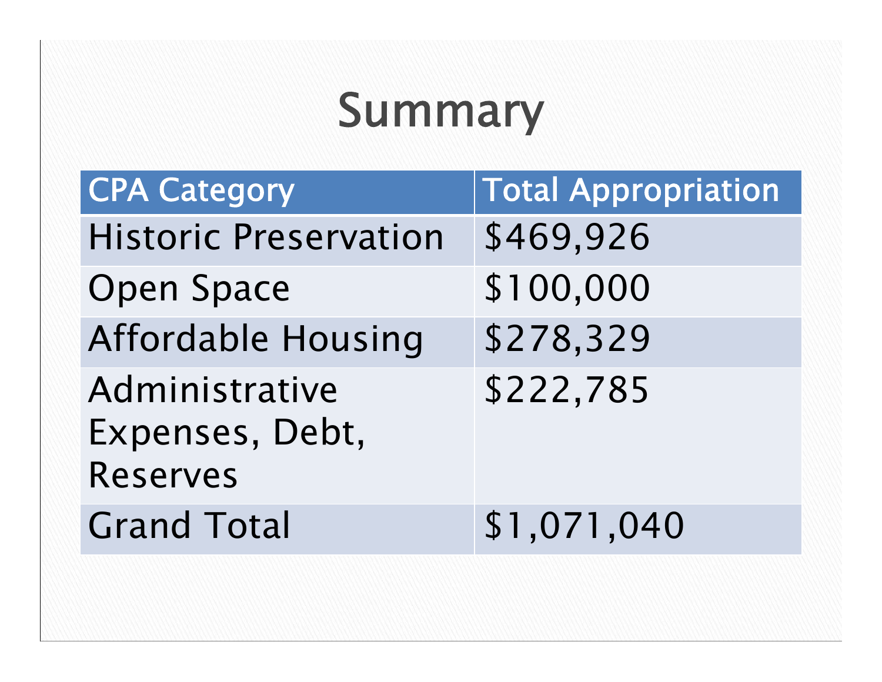# Summary

| CPA Category | Total Appropriation |
|---|---|
| Historic Preservation | $469,926 |
| Open Space | $100,000 |
| Affordable Housing | $278,329 |
| Administrative Expenses, Debt, Reserves | $222,785 |
| Grand Total | $1,071,040 |